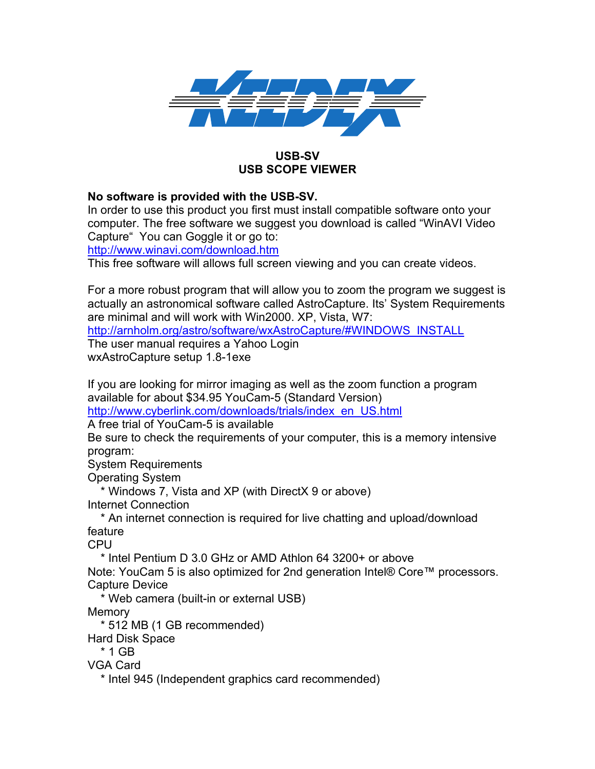# KEDEX

**USB-SV**
**USB SCOPE VIEWER**

**No software is provided with the USB-SV.**
In order to use this product you first must install compatible software onto your computer. The free software we suggest you download is called "WinAVI Video Capture" You can Goggle it or go to:
http://www.winavi.com/download.htm
This free software will allows full screen viewing and you can create videos.

For a more robust program that will allow you to zoom the program we suggest is actually an astronomical software called AstroCapture. Its' System Requirements are minimal and will work with Win2000. XP, Vista, W7:
http://arnholm.org/astro/software/wxAstroCapture/#WINDOWS_INSTALL
The user manual requires a Yahoo Login
wxAstroCapture setup 1.8-1exe

If you are looking for mirror imaging as well as the zoom function a program available for about $34.95 YouCam-5 (Standard Version)
http://www.cyberlink.com/downloads/trials/index_en_US.html
A free trial of YouCam-5 is available
Be sure to check the requirements of your computer, this is a memory intensive program:
System Requirements
Operating System
   * Windows 7, Vista and XP (with DirectX 9 or above)
Internet Connection
   * An internet connection is required for live chatting and upload/download feature
CPU
   * Intel Pentium D 3.0 GHz or AMD Athlon 64 3200+ or above
Note: YouCam 5 is also optimized for 2nd generation Intel® Core™ processors.
Capture Device
   * Web camera (built-in or external USB)
Memory
   * 512 MB (1 GB recommended)
Hard Disk Space
   * 1 GB
VGA Card
   * Intel 945 (Independent graphics card recommended)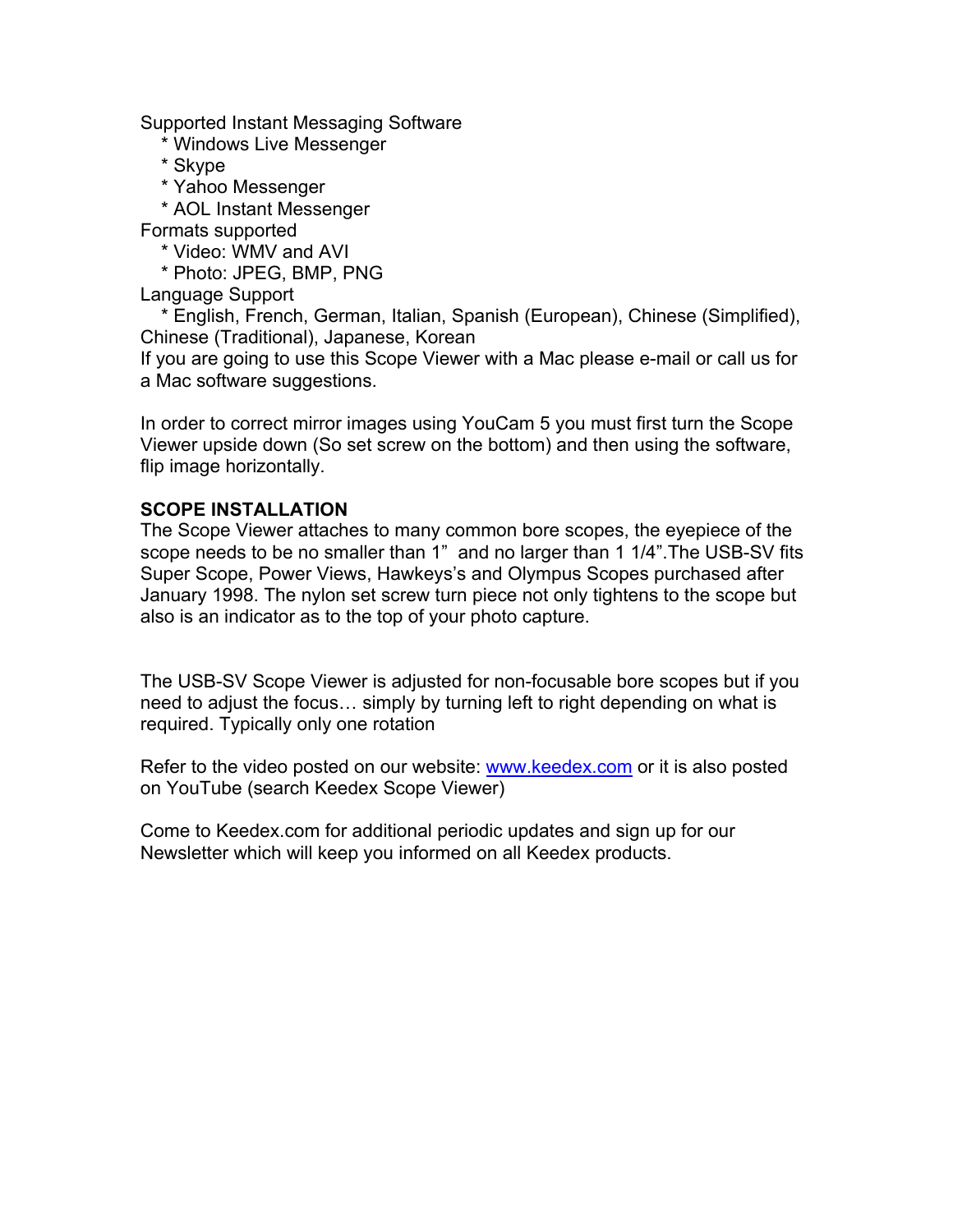Supported Instant Messaging Software
* Windows Live Messenger
* Skype
* Yahoo Messenger
* AOL Instant Messenger

Formats supported
* Video: WMV and AVI
* Photo: JPEG, BMP, PNG

Language Support
* English, French, German, Italian, Spanish (European), Chinese (Simplified), Chinese (Traditional), Japanese, Korean

If you are going to use this Scope Viewer with a Mac please e-mail or call us for a Mac software suggestions.

In order to correct mirror images using YouCam 5 you must first turn the Scope Viewer upside down (So set screw on the bottom) and then using the software, flip image horizontally.

**SCOPE INSTALLATION**

The Scope Viewer attaches to many common bore scopes, the eyepiece of the scope needs to be no smaller than 1" and no larger than 1 1/4".The USB-SV fits Super Scope, Power Views, Hawkeys's and Olympus Scopes purchased after January 1998. The nylon set screw turn piece not only tightens to the scope but also is an indicator as to the top of your photo capture.

The USB-SV Scope Viewer is adjusted for non-focusable bore scopes but if you need to adjust the focus… simply by turning left to right depending on what is required. Typically only one rotation

Refer to the video posted on our website: [www.keedex.com](http://www.keedex.com) or it is also posted on YouTube (search Keedex Scope Viewer)

Come to Keedex.com for additional periodic updates and sign up for our Newsletter which will keep you informed on all Keedex products.